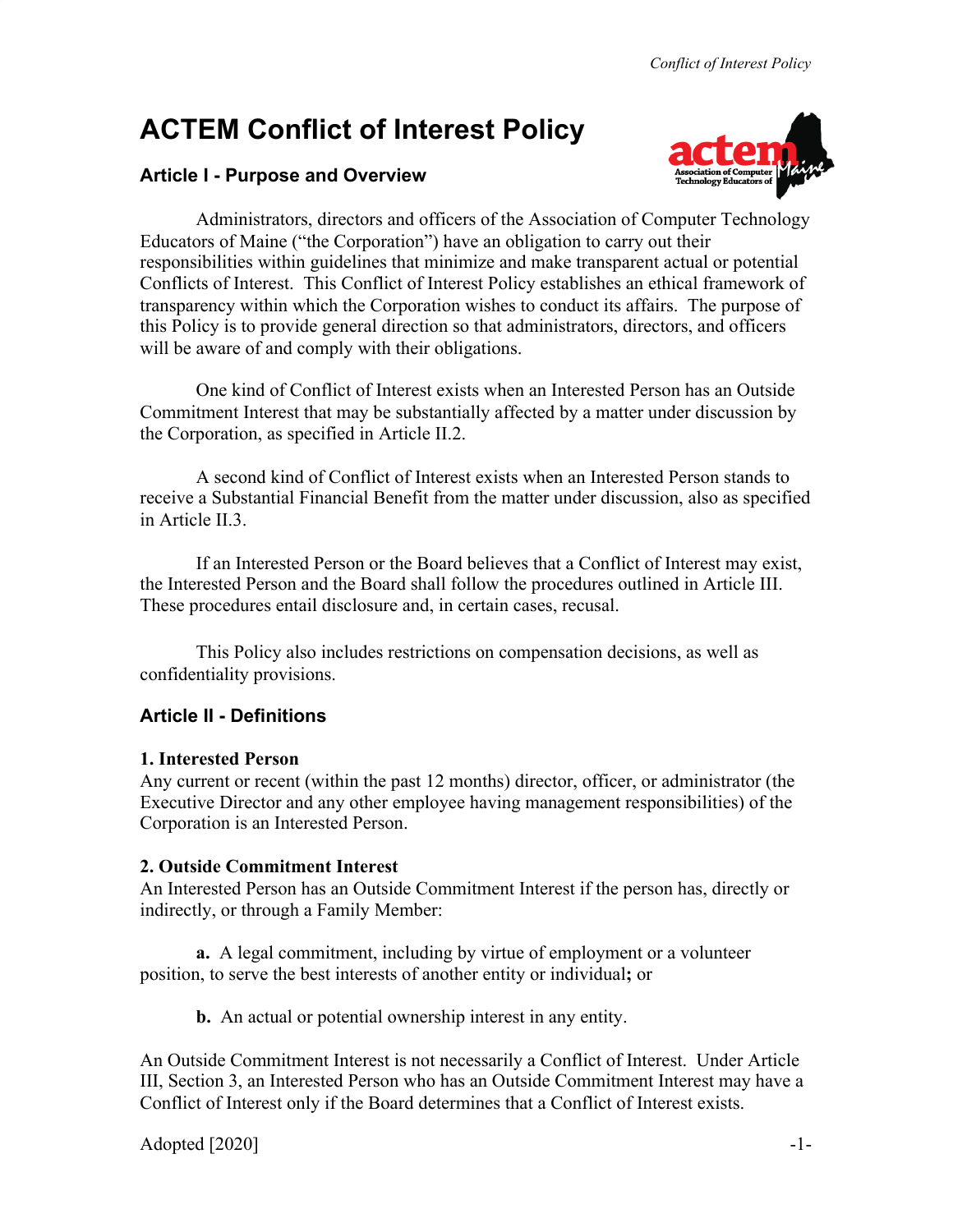# ACTEM Conflict of Interest Policy

## Article I - Purpose and Overview

Administrators, directors and officers of the Association of Computer Technology Educators of Maine ("the Corporation") have an obligation to carry out their responsibilities within guidelines that minimize and make transparent actual or potential Conflicts of Interest. This Conflict of Interest Policy establishes an ethical framework of transparency within which the Corporation wishes to conduct its affairs. The purpose of this Policy is to provide general direction so that administrators, directors, and officers will be aware of and comply with their obligations.

One kind of Conflict of Interest exists when an Interested Person has an Outside Commitment Interest that may be substantially affected by a matter under discussion by the Corporation, as specified in Article II.2.

A second kind of Conflict of Interest exists when an Interested Person stands to receive a Substantial Financial Benefit from the matter under discussion, also as specified in Article II.3.

If an Interested Person or the Board believes that a Conflict of Interest may exist, the Interested Person and the Board shall follow the procedures outlined in Article III. These procedures entail disclosure and, in certain cases, recusal.

This Policy also includes restrictions on compensation decisions, as well as confidentiality provisions.

## Article II - Definitions

**1. Interested Person**

Any current or recent (within the past 12 months) director, officer, or administrator (the Executive Director and any other employee having management responsibilities) of the Corporation is an Interested Person.

**2. Outside Commitment Interest**

An Interested Person has an Outside Commitment Interest if the person has, directly or indirectly, or through a Family Member:

**a.** A legal commitment, including by virtue of employment or a volunteer position, to serve the best interests of another entity or individual**;** or

**b.** An actual or potential ownership interest in any entity.

An Outside Commitment Interest is not necessarily a Conflict of Interest. Under Article III, Section 3, an Interested Person who has an Outside Commitment Interest may have a Conflict of Interest only if the Board determines that a Conflict of Interest exists.

Adopted [2020]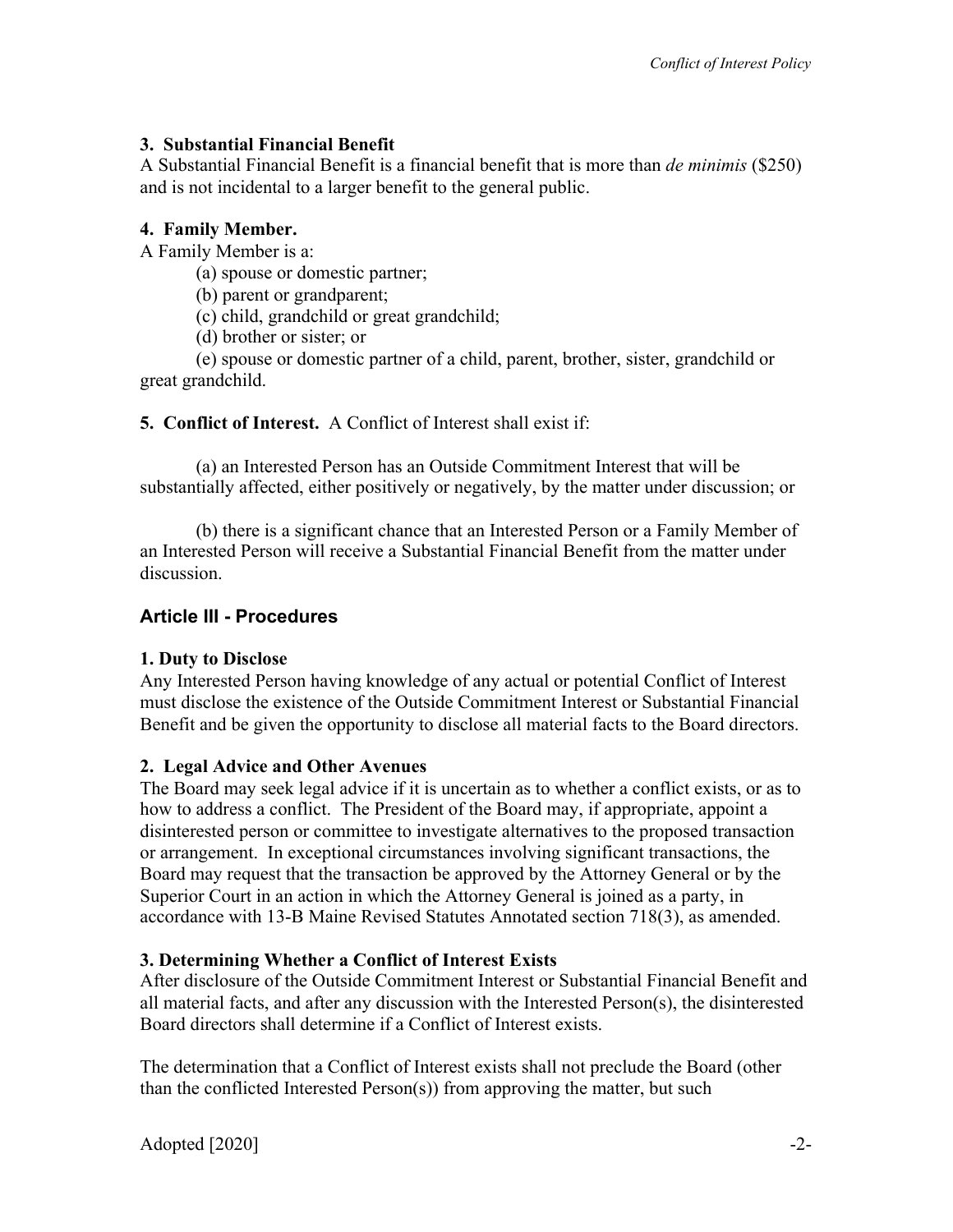**3. Substantial Financial Benefit**
A Substantial Financial Benefit is a financial benefit that is more than *de minimis* ($250) and is not incidental to a larger benefit to the general public.

**4. Family Member.**
A Family Member is a:

(a) spouse or domestic partner;
(b) parent or grandparent;
(c) child, grandchild or great grandchild;
(d) brother or sister; or
(e) spouse or domestic partner of a child, parent, brother, sister, grandchild or great grandchild.

**5. Conflict of Interest.** A Conflict of Interest shall exist if:

(a) an Interested Person has an Outside Commitment Interest that will be substantially affected, either positively or negatively, by the matter under discussion; or

(b) there is a significant chance that an Interested Person or a Family Member of an Interested Person will receive a Substantial Financial Benefit from the matter under discussion.

## Article III - Procedures

**1. Duty to Disclose**
Any Interested Person having knowledge of any actual or potential Conflict of Interest must disclose the existence of the Outside Commitment Interest or Substantial Financial Benefit and be given the opportunity to disclose all material facts to the Board directors.

**2. Legal Advice and Other Avenues**
The Board may seek legal advice if it is uncertain as to whether a conflict exists, or as to how to address a conflict. The President of the Board may, if appropriate, appoint a disinterested person or committee to investigate alternatives to the proposed transaction or arrangement. In exceptional circumstances involving significant transactions, the Board may request that the transaction be approved by the Attorney General or by the Superior Court in an action in which the Attorney General is joined as a party, in accordance with 13-B Maine Revised Statutes Annotated section 718(3), as amended.

**3. Determining Whether a Conflict of Interest Exists**
After disclosure of the Outside Commitment Interest or Substantial Financial Benefit and all material facts, and after any discussion with the Interested Person(s), the disinterested Board directors shall determine if a Conflict of Interest exists.

The determination that a Conflict of Interest exists shall not preclude the Board (other than the conflicted Interested Person(s)) from approving the matter, but such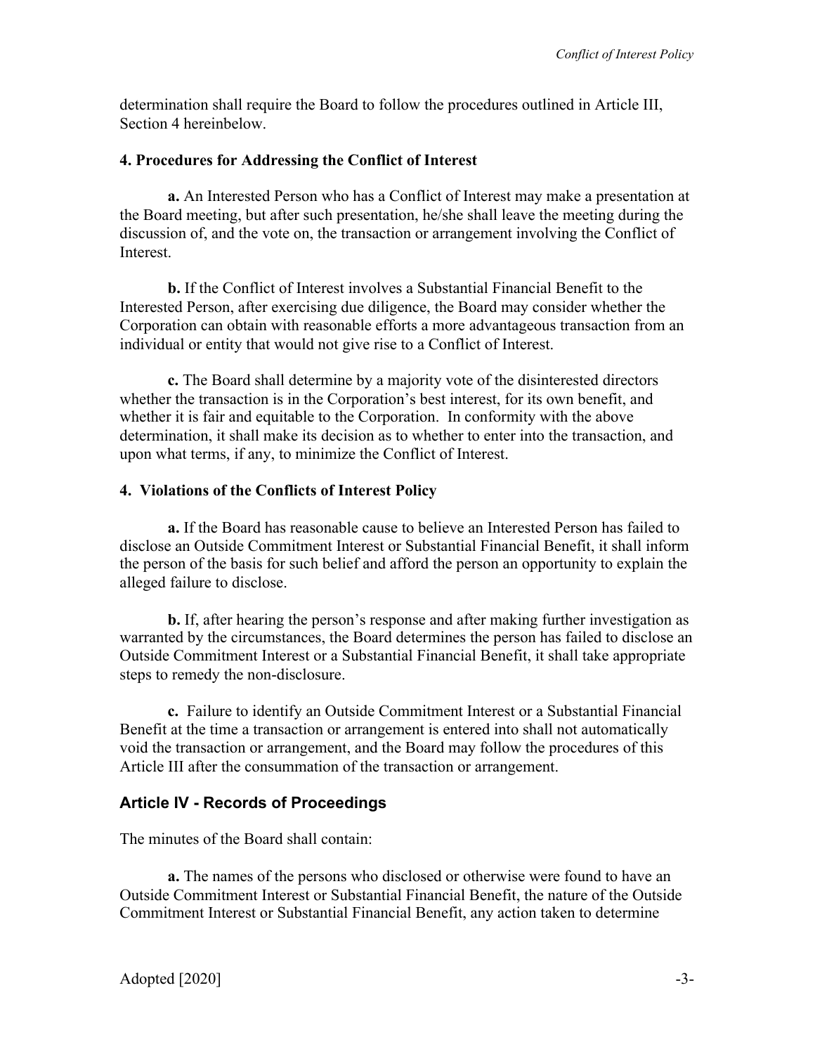determination shall require the Board to follow the procedures outlined in Article III, Section 4 hereinbelow.

**4. Procedures for Addressing the Conflict of Interest**

**a.** An Interested Person who has a Conflict of Interest may make a presentation at the Board meeting, but after such presentation, he/she shall leave the meeting during the discussion of, and the vote on, the transaction or arrangement involving the Conflict of Interest.

**b.** If the Conflict of Interest involves a Substantial Financial Benefit to the Interested Person, after exercising due diligence, the Board may consider whether the Corporation can obtain with reasonable efforts a more advantageous transaction from an individual or entity that would not give rise to a Conflict of Interest.

**c.** The Board shall determine by a majority vote of the disinterested directors whether the transaction is in the Corporation's best interest, for its own benefit, and whether it is fair and equitable to the Corporation. In conformity with the above determination, it shall make its decision as to whether to enter into the transaction, and upon what terms, if any, to minimize the Conflict of Interest.

**4. Violations of the Conflicts of Interest Policy**

**a.** If the Board has reasonable cause to believe an Interested Person has failed to disclose an Outside Commitment Interest or Substantial Financial Benefit, it shall inform the person of the basis for such belief and afford the person an opportunity to explain the alleged failure to disclose.

**b.** If, after hearing the person's response and after making further investigation as warranted by the circumstances, the Board determines the person has failed to disclose an Outside Commitment Interest or a Substantial Financial Benefit, it shall take appropriate steps to remedy the non-disclosure.

**c.** Failure to identify an Outside Commitment Interest or a Substantial Financial Benefit at the time a transaction or arrangement is entered into shall not automatically void the transaction or arrangement, and the Board may follow the procedures of this Article III after the consummation of the transaction or arrangement.

## Article IV - Records of Proceedings

The minutes of the Board shall contain:

**a.** The names of the persons who disclosed or otherwise were found to have an Outside Commitment Interest or Substantial Financial Benefit, the nature of the Outside Commitment Interest or Substantial Financial Benefit, any action taken to determine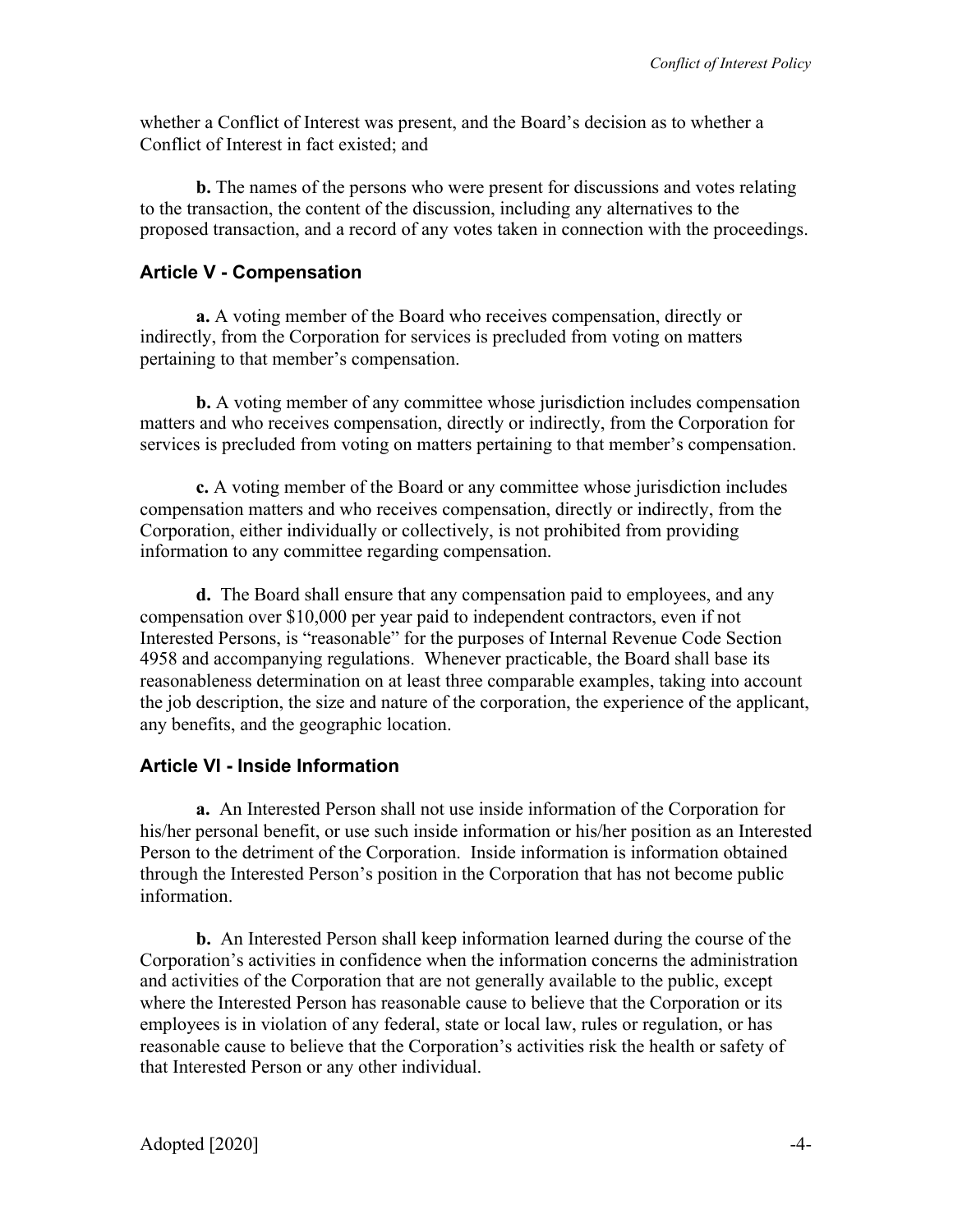whether a Conflict of Interest was present, and the Board's decision as to whether a Conflict of Interest in fact existed; and

**b.** The names of the persons who were present for discussions and votes relating to the transaction, the content of the discussion, including any alternatives to the proposed transaction, and a record of any votes taken in connection with the proceedings.

## Article V - Compensation

**a.** A voting member of the Board who receives compensation, directly or indirectly, from the Corporation for services is precluded from voting on matters pertaining to that member's compensation.

**b.** A voting member of any committee whose jurisdiction includes compensation matters and who receives compensation, directly or indirectly, from the Corporation for services is precluded from voting on matters pertaining to that member's compensation.

**c.** A voting member of the Board or any committee whose jurisdiction includes compensation matters and who receives compensation, directly or indirectly, from the Corporation, either individually or collectively, is not prohibited from providing information to any committee regarding compensation.

**d.** The Board shall ensure that any compensation paid to employees, and any compensation over $10,000 per year paid to independent contractors, even if not Interested Persons, is "reasonable" for the purposes of Internal Revenue Code Section 4958 and accompanying regulations. Whenever practicable, the Board shall base its reasonableness determination on at least three comparable examples, taking into account the job description, the size and nature of the corporation, the experience of the applicant, any benefits, and the geographic location.

## Article VI - Inside Information

**a.** An Interested Person shall not use inside information of the Corporation for his/her personal benefit, or use such inside information or his/her position as an Interested Person to the detriment of the Corporation. Inside information is information obtained through the Interested Person's position in the Corporation that has not become public information.

**b.** An Interested Person shall keep information learned during the course of the Corporation's activities in confidence when the information concerns the administration and activities of the Corporation that are not generally available to the public, except where the Interested Person has reasonable cause to believe that the Corporation or its employees is in violation of any federal, state or local law, rules or regulation, or has reasonable cause to believe that the Corporation's activities risk the health or safety of that Interested Person or any other individual.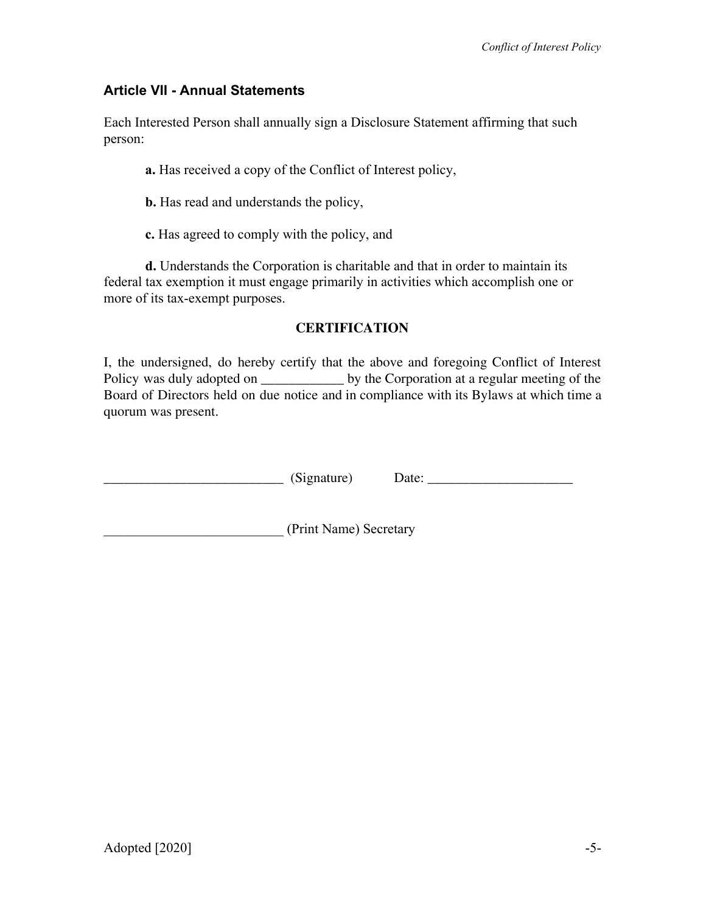### Article VII - Annual Statements

Each Interested Person shall annually sign a Disclosure Statement affirming that such person:

**a.** Has received a copy of the Conflict of Interest policy,

**b.** Has read and understands the policy,

**c.** Has agreed to comply with the policy, and

**d.** Understands the Corporation is charitable and that in order to maintain its federal tax exemption it must engage primarily in activities which accomplish one or more of its tax-exempt purposes.

**CERTIFICATION**

I, the undersigned, do hereby certify that the above and foregoing Conflict of Interest Policy was duly adopted on ____________ by the Corporation at a regular meeting of the Board of Directors held on due notice and in compliance with its Bylaws at which time a quorum was present.

__________________________ (Signature)  Date: _____________________

__________________________ (Print Name) Secretary

Adopted [2020]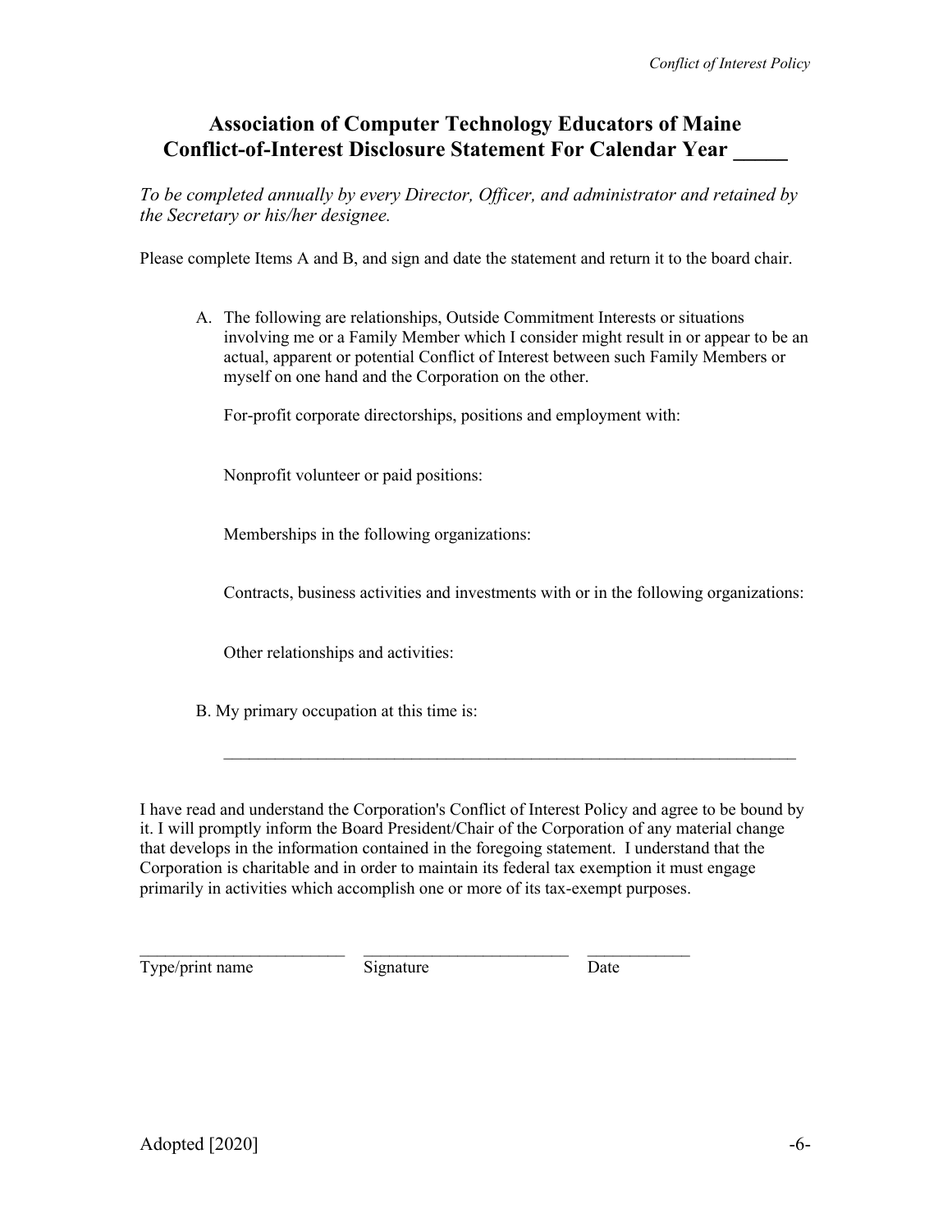# Association of Computer Technology Educators of Maine
# Conflict-of-Interest Disclosure Statement For Calendar Year _____

*To be completed annually by every Director, Officer, and administrator and retained by the Secretary or his/her designee.*

Please complete Items A and B, and sign and date the statement and return it to the board chair.

A. The following are relationships, Outside Commitment Interests or situations involving me or a Family Member which I consider might result in or appear to be an actual, apparent or potential Conflict of Interest between such Family Members or myself on one hand and the Corporation on the other.

   For-profit corporate directorships, positions and employment with:

   Nonprofit volunteer or paid positions:

   Memberships in the following organizations:

   Contracts, business activities and investments with or in the following organizations:

   Other relationships and activities:

B. My primary occupation at this time is:

   ______________________________________________________________________

I have read and understand the Corporation's Conflict of Interest Policy and agree to be bound by it. I will promptly inform the Board President/Chair of the Corporation of any material change that develops in the information contained in the foregoing statement. I understand that the Corporation is charitable and in order to maintain its federal tax exemption it must engage primarily in activities which accomplish one or more of its tax-exempt purposes.

_________________________ _________________________ ____________
Type/print name Signature Date

Adopted [2020]